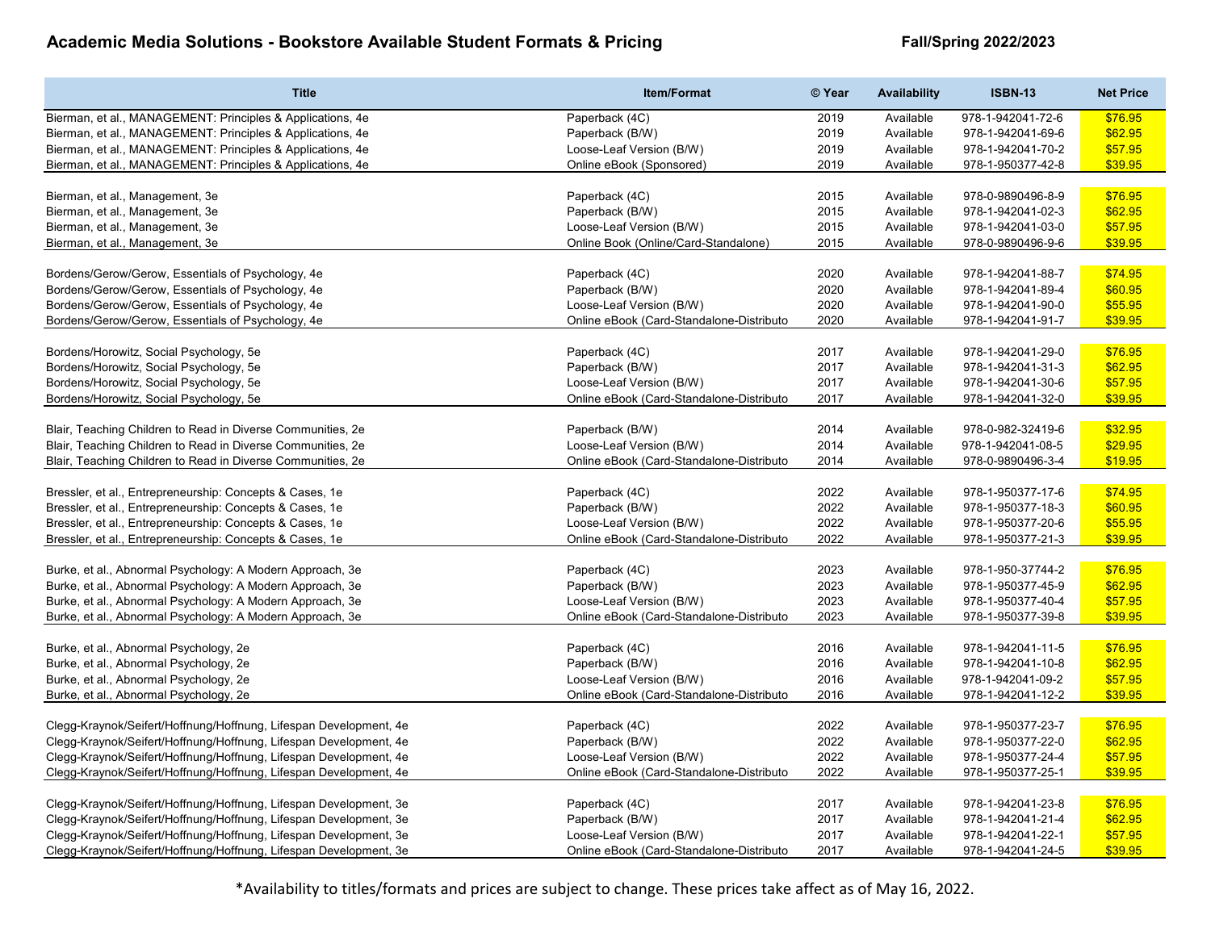# Academic Media Solutions - Bookstore Available Student Formats & Pricing

**Fall/Spring 2022/2023**

| Title | Item/Format | © Year | Availability | ISBN-13 | Net Price |
|---|---|---|---|---|---|
| Bierman, et al., MANAGEMENT: Principles & Applications, 4e | Paperback (4C) | 2019 | Available | 978-1-942041-72-6 | $76.95 |
| Bierman, et al., MANAGEMENT: Principles & Applications, 4e | Paperback (B/W) | 2019 | Available | 978-1-942041-69-6 | $62.95 |
| Bierman, et al., MANAGEMENT: Principles & Applications, 4e | Loose-Leaf Version (B/W) | 2019 | Available | 978-1-942041-70-2 | $57.95 |
| Bierman, et al., MANAGEMENT: Principles & Applications, 4e | Online eBook (Sponsored) | 2019 | Available | 978-1-950377-42-8 | $39.95 |
| Bierman, et al., Management, 3e | Paperback (4C) | 2015 | Available | 978-0-9890496-8-9 | $76.95 |
| Bierman, et al., Management, 3e | Paperback (B/W) | 2015 | Available | 978-1-942041-02-3 | $62.95 |
| Bierman, et al., Management, 3e | Loose-Leaf Version (B/W) | 2015 | Available | 978-1-942041-03-0 | $57.95 |
| Bierman, et al., Management, 3e | Online Book (Online/Card-Standalone) | 2015 | Available | 978-0-9890496-9-6 | $39.95 |
| Bordens/Gerow/Gerow, Essentials of Psychology, 4e | Paperback (4C) | 2020 | Available | 978-1-942041-88-7 | $74.95 |
| Bordens/Gerow/Gerow, Essentials of Psychology, 4e | Paperback (B/W) | 2020 | Available | 978-1-942041-89-4 | $60.95 |
| Bordens/Gerow/Gerow, Essentials of Psychology, 4e | Loose-Leaf Version (B/W) | 2020 | Available | 978-1-942041-90-0 | $55.95 |
| Bordens/Gerow/Gerow, Essentials of Psychology, 4e | Online eBook (Card-Standalone-Distributo | 2020 | Available | 978-1-942041-91-7 | $39.95 |
| Bordens/Horowitz, Social Psychology, 5e | Paperback (4C) | 2017 | Available | 978-1-942041-29-0 | $76.95 |
| Bordens/Horowitz, Social Psychology, 5e | Paperback (B/W) | 2017 | Available | 978-1-942041-31-3 | $62.95 |
| Bordens/Horowitz, Social Psychology, 5e | Loose-Leaf Version (B/W) | 2017 | Available | 978-1-942041-30-6 | $57.95 |
| Bordens/Horowitz, Social Psychology, 5e | Online eBook (Card-Standalone-Distributo | 2017 | Available | 978-1-942041-32-0 | $39.95 |
| Blair, Teaching Children to Read in Diverse Communities, 2e | Paperback (B/W) | 2014 | Available | 978-0-982-32419-6 | $32.95 |
| Blair, Teaching Children to Read in Diverse Communities, 2e | Loose-Leaf Version (B/W) | 2014 | Available | 978-1-942041-08-5 | $29.95 |
| Blair, Teaching Children to Read in Diverse Communities, 2e | Online eBook (Card-Standalone-Distributo | 2014 | Available | 978-0-9890496-3-4 | $19.95 |
| Bressler, et al., Entrepreneurship: Concepts & Cases, 1e | Paperback (4C) | 2022 | Available | 978-1-950377-17-6 | $74.95 |
| Bressler, et al., Entrepreneurship: Concepts & Cases, 1e | Paperback (B/W) | 2022 | Available | 978-1-950377-18-3 | $60.95 |
| Bressler, et al., Entrepreneurship: Concepts & Cases, 1e | Loose-Leaf Version (B/W) | 2022 | Available | 978-1-950377-20-6 | $55.95 |
| Bressler, et al., Entrepreneurship: Concepts & Cases, 1e | Online eBook (Card-Standalone-Distributo | 2022 | Available | 978-1-950377-21-3 | $39.95 |
| Burke, et al., Abnormal Psychology: A Modern Approach, 3e | Paperback (4C) | 2023 | Available | 978-1-950-37744-2 | $76.95 |
| Burke, et al., Abnormal Psychology: A Modern Approach, 3e | Paperback (B/W) | 2023 | Available | 978-1-950377-45-9 | $62.95 |
| Burke, et al., Abnormal Psychology: A Modern Approach, 3e | Loose-Leaf Version (B/W) | 2023 | Available | 978-1-950377-40-4 | $57.95 |
| Burke, et al., Abnormal Psychology: A Modern Approach, 3e | Online eBook (Card-Standalone-Distributo | 2023 | Available | 978-1-950377-39-8 | $39.95 |
| Burke, et al., Abnormal Psychology, 2e | Paperback (4C) | 2016 | Available | 978-1-942041-11-5 | $76.95 |
| Burke, et al., Abnormal Psychology, 2e | Paperback (B/W) | 2016 | Available | 978-1-942041-10-8 | $62.95 |
| Burke, et al., Abnormal Psychology, 2e | Loose-Leaf Version (B/W) | 2016 | Available | 978-1-942041-09-2 | $57.95 |
| Burke, et al., Abnormal Psychology, 2e | Online eBook (Card-Standalone-Distributo | 2016 | Available | 978-1-942041-12-2 | $39.95 |
| Clegg-Kraynok/Seifert/Hoffnung/Hoffnung, Lifespan Development, 4e | Paperback (4C) | 2022 | Available | 978-1-950377-23-7 | $76.95 |
| Clegg-Kraynok/Seifert/Hoffnung/Hoffnung, Lifespan Development, 4e | Paperback (B/W) | 2022 | Available | 978-1-950377-22-0 | $62.95 |
| Clegg-Kraynok/Seifert/Hoffnung/Hoffnung, Lifespan Development, 4e | Loose-Leaf Version (B/W) | 2022 | Available | 978-1-950377-24-4 | $57.95 |
| Clegg-Kraynok/Seifert/Hoffnung/Hoffnung, Lifespan Development, 4e | Online eBook (Card-Standalone-Distributo | 2022 | Available | 978-1-950377-25-1 | $39.95 |
| Clegg-Kraynok/Seifert/Hoffnung/Hoffnung, Lifespan Development, 3e | Paperback (4C) | 2017 | Available | 978-1-942041-23-8 | $76.95 |
| Clegg-Kraynok/Seifert/Hoffnung/Hoffnung, Lifespan Development, 3e | Paperback (B/W) | 2017 | Available | 978-1-942041-21-4 | $62.95 |
| Clegg-Kraynok/Seifert/Hoffnung/Hoffnung, Lifespan Development, 3e | Loose-Leaf Version (B/W) | 2017 | Available | 978-1-942041-22-1 | $57.95 |
| Clegg-Kraynok/Seifert/Hoffnung/Hoffnung, Lifespan Development, 3e | Online eBook (Card-Standalone-Distributo | 2017 | Available | 978-1-942041-24-5 | $39.95 |

*Availability to titles/formats and prices are subject to change. These prices take affect as of May 16, 2022.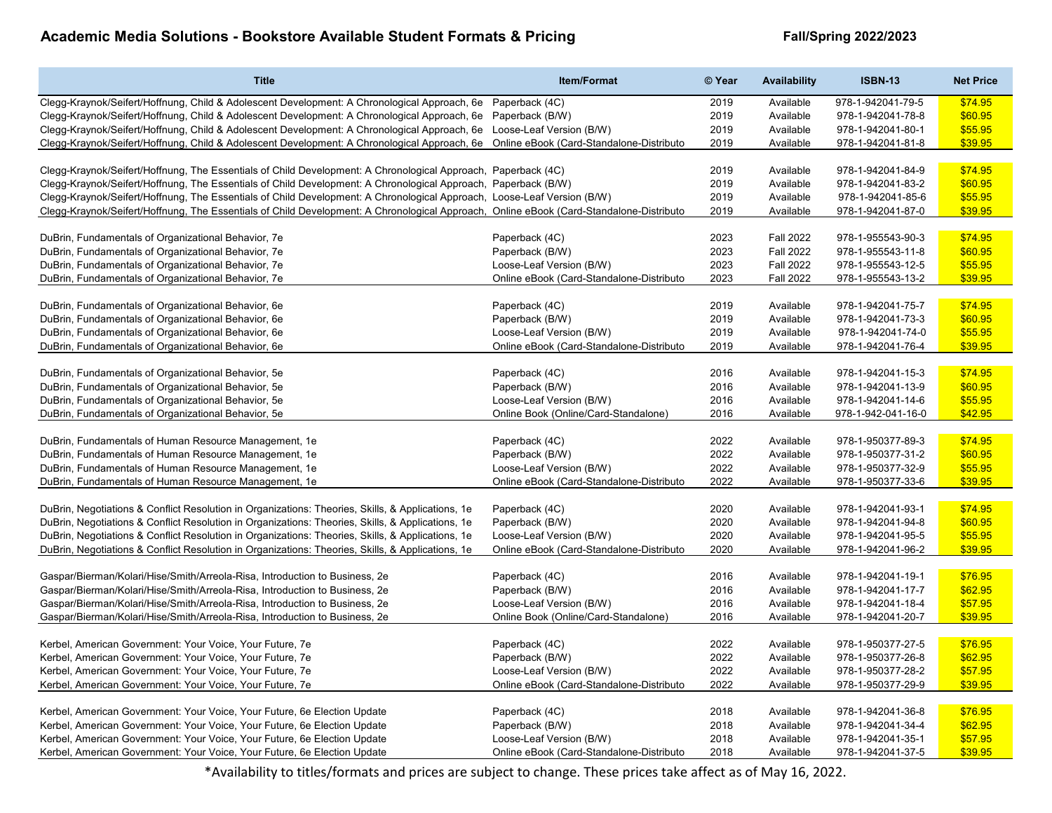## Academic Media Solutions - Bookstore Available Student Formats & Pricing

**Fall/Spring 2022/2023**

| Title | Item/Format | © Year | Availability | ISBN-13 | Net Price |
|---|---|---|---|---|---|
| Clegg-Kraynok/Seifert/Hoffnung, Child & Adolescent Development: A Chronological Approach, 6e | Paperback (4C) | 2019 | Available | 978-1-942041-79-5 | $74.95 |
| Clegg-Kraynok/Seifert/Hoffnung, Child & Adolescent Development: A Chronological Approach, 6e | Paperback (B/W) | 2019 | Available | 978-1-942041-78-8 | $60.95 |
| Clegg-Kraynok/Seifert/Hoffnung, Child & Adolescent Development: A Chronological Approach, 6e | Loose-Leaf Version (B/W) | 2019 | Available | 978-1-942041-80-1 | $55.95 |
| Clegg-Kraynok/Seifert/Hoffnung, Child & Adolescent Development: A Chronological Approach, 6e | Online eBook (Card-Standalone-Distributo | 2019 | Available | 978-1-942041-81-8 | $39.95 |
| | | | | | |
| Clegg-Kraynok/Seifert/Hoffnung, The Essentials of Child Development: A Chronological Approach, | Paperback (4C) | 2019 | Available | 978-1-942041-84-9 | $74.95 |
| Clegg-Kraynok/Seifert/Hoffnung, The Essentials of Child Development: A Chronological Approach, | Paperback (B/W) | 2019 | Available | 978-1-942041-83-2 | $60.95 |
| Clegg-Kraynok/Seifert/Hoffnung, The Essentials of Child Development: A Chronological Approach, | Loose-Leaf Version (B/W) | 2019 | Available | 978-1-942041-85-6 | $55.95 |
| Clegg-Kraynok/Seifert/Hoffnung, The Essentials of Child Development: A Chronological Approach, | Online eBook (Card-Standalone-Distributo | 2019 | Available | 978-1-942041-87-0 | $39.95 |
| | | | | | |
| DuBrin, Fundamentals of Organizational Behavior, 7e | Paperback (4C) | 2023 | Fall 2022 | 978-1-955543-90-3 | $74.95 |
| DuBrin, Fundamentals of Organizational Behavior, 7e | Paperback (B/W) | 2023 | Fall 2022 | 978-1-955543-11-8 | $60.95 |
| DuBrin, Fundamentals of Organizational Behavior, 7e | Loose-Leaf Version (B/W) | 2023 | Fall 2022 | 978-1-955543-12-5 | $55.95 |
| DuBrin, Fundamentals of Organizational Behavior, 7e | Online eBook (Card-Standalone-Distributo | 2023 | Fall 2022 | 978-1-955543-13-2 | $39.95 |
| | | | | | |
| DuBrin, Fundamentals of Organizational Behavior, 6e | Paperback (4C) | 2019 | Available | 978-1-942041-75-7 | $74.95 |
| DuBrin, Fundamentals of Organizational Behavior, 6e | Paperback (B/W) | 2019 | Available | 978-1-942041-73-3 | $60.95 |
| DuBrin, Fundamentals of Organizational Behavior, 6e | Loose-Leaf Version (B/W) | 2019 | Available | 978-1-942041-74-0 | $55.95 |
| DuBrin, Fundamentals of Organizational Behavior, 6e | Online eBook (Card-Standalone-Distributo | 2019 | Available | 978-1-942041-76-4 | $39.95 |
| | | | | | |
| DuBrin, Fundamentals of Organizational Behavior, 5e | Paperback (4C) | 2016 | Available | 978-1-942041-15-3 | $74.95 |
| DuBrin, Fundamentals of Organizational Behavior, 5e | Paperback (B/W) | 2016 | Available | 978-1-942041-13-9 | $60.95 |
| DuBrin, Fundamentals of Organizational Behavior, 5e | Loose-Leaf Version (B/W) | 2016 | Available | 978-1-942041-14-6 | $55.95 |
| DuBrin, Fundamentals of Organizational Behavior, 5e | Online Book (Online/Card-Standalone) | 2016 | Available | 978-1-942-041-16-0 | $42.95 |
| | | | | | |
| DuBrin, Fundamentals of Human Resource Management, 1e | Paperback (4C) | 2022 | Available | 978-1-950377-89-3 | $74.95 |
| DuBrin, Fundamentals of Human Resource Management, 1e | Paperback (B/W) | 2022 | Available | 978-1-950377-31-2 | $60.95 |
| DuBrin, Fundamentals of Human Resource Management, 1e | Loose-Leaf Version (B/W) | 2022 | Available | 978-1-950377-32-9 | $55.95 |
| DuBrin, Fundamentals of Human Resource Management, 1e | Online eBook (Card-Standalone-Distributo | 2022 | Available | 978-1-950377-33-6 | $39.95 |
| | | | | | |
| DuBrin, Negotiations & Conflict Resolution in Organizations: Theories, Skills, & Applications, 1e | Paperback (4C) | 2020 | Available | 978-1-942041-93-1 | $74.95 |
| DuBrin, Negotiations & Conflict Resolution in Organizations: Theories, Skills, & Applications, 1e | Paperback (B/W) | 2020 | Available | 978-1-942041-94-8 | $60.95 |
| DuBrin, Negotiations & Conflict Resolution in Organizations: Theories, Skills, & Applications, 1e | Loose-Leaf Version (B/W) | 2020 | Available | 978-1-942041-95-5 | $55.95 |
| DuBrin, Negotiations & Conflict Resolution in Organizations: Theories, Skills, & Applications, 1e | Online eBook (Card-Standalone-Distributo | 2020 | Available | 978-1-942041-96-2 | $39.95 |
| | | | | | |
| Gaspar/Bierman/Kolari/Hise/Smith/Arreola-Risa, Introduction to Business, 2e | Paperback (4C) | 2016 | Available | 978-1-942041-19-1 | $76.95 |
| Gaspar/Bierman/Kolari/Hise/Smith/Arreola-Risa, Introduction to Business, 2e | Paperback (B/W) | 2016 | Available | 978-1-942041-17-7 | $62.95 |
| Gaspar/Bierman/Kolari/Hise/Smith/Arreola-Risa, Introduction to Business, 2e | Loose-Leaf Version (B/W) | 2016 | Available | 978-1-942041-18-4 | $57.95 |
| Gaspar/Bierman/Kolari/Hise/Smith/Arreola-Risa, Introduction to Business, 2e | Online Book (Online/Card-Standalone) | 2016 | Available | 978-1-942041-20-7 | $39.95 |
| | | | | | |
| Kerbel, American Government: Your Voice, Your Future, 7e | Paperback (4C) | 2022 | Available | 978-1-950377-27-5 | $76.95 |
| Kerbel, American Government: Your Voice, Your Future, 7e | Paperback (B/W) | 2022 | Available | 978-1-950377-26-8 | $62.95 |
| Kerbel, American Government: Your Voice, Your Future, 7e | Loose-Leaf Version (B/W) | 2022 | Available | 978-1-950377-28-2 | $57.95 |
| Kerbel, American Government: Your Voice, Your Future, 7e | Online eBook (Card-Standalone-Distributo | 2022 | Available | 978-1-950377-29-9 | $39.95 |
| | | | | | |
| Kerbel, American Government: Your Voice, Your Future, 6e Election Update | Paperback (4C) | 2018 | Available | 978-1-942041-36-8 | $76.95 |
| Kerbel, American Government: Your Voice, Your Future, 6e Election Update | Paperback (B/W) | 2018 | Available | 978-1-942041-34-4 | $62.95 |
| Kerbel, American Government: Your Voice, Your Future, 6e Election Update | Loose-Leaf Version (B/W) | 2018 | Available | 978-1-942041-35-1 | $57.95 |
| Kerbel, American Government: Your Voice, Your Future, 6e Election Update | Online eBook (Card-Standalone-Distributo | 2018 | Available | 978-1-942041-37-5 | $39.95 |

*Availability to titles/formats and prices are subject to change. These prices take affect as of May 16, 2022.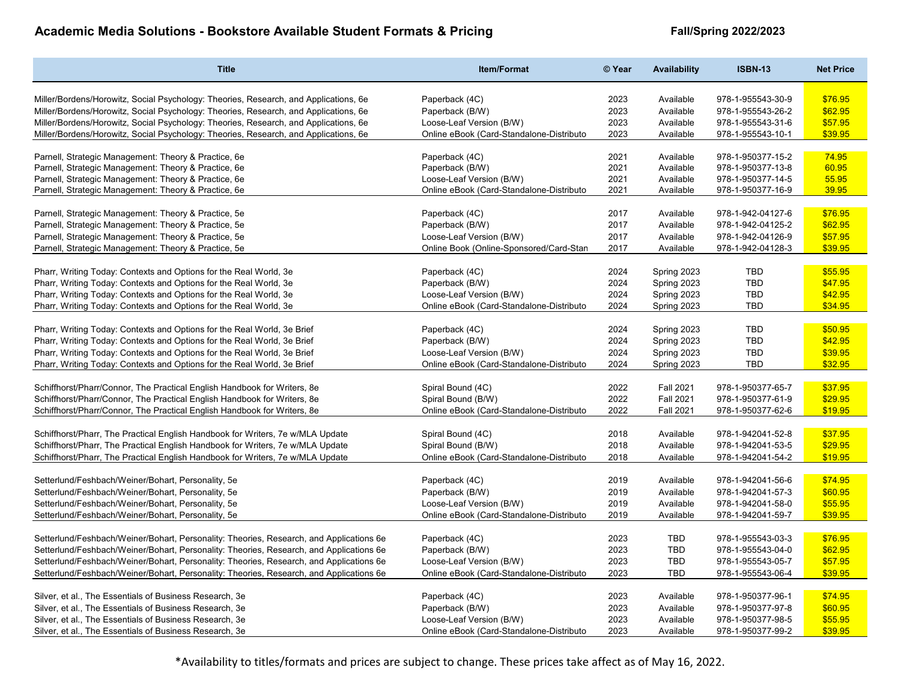**Academic Media Solutions - Bookstore Available Student Formats & Pricing** **Fall/Spring 2022/2023**

| Title | Item/Format | © Year | Availability | ISBN-13 | Net Price |
|---|---|---|---|---|---|
| Miller/Bordens/Horowitz, Social Psychology: Theories, Research, and Applications, 6e | Paperback (4C) | 2023 | Available | 978-1-955543-30-9 | $76.95 |
| Miller/Bordens/Horowitz, Social Psychology: Theories, Research, and Applications, 6e | Paperback (B/W) | 2023 | Available | 978-1-955543-26-2 | $62.95 |
| Miller/Bordens/Horowitz, Social Psychology: Theories, Research, and Applications, 6e | Loose-Leaf Version (B/W) | 2023 | Available | 978-1-955543-31-6 | $57.95 |
| Miller/Bordens/Horowitz, Social Psychology: Theories, Research, and Applications, 6e | Online eBook (Card-Standalone-Distributo | 2023 | Available | 978-1-955543-10-1 | $39.95 |
| Parnell, Strategic Management: Theory & Practice, 6e | Paperback (4C) | 2021 | Available | 978-1-950377-15-2 | 74.95 |
| Parnell, Strategic Management: Theory & Practice, 6e | Paperback (B/W) | 2021 | Available | 978-1-950377-13-8 | 60.95 |
| Parnell, Strategic Management: Theory & Practice, 6e | Loose-Leaf Version (B/W) | 2021 | Available | 978-1-950377-14-5 | 55.95 |
| Parnell, Strategic Management: Theory & Practice, 6e | Online eBook (Card-Standalone-Distributo | 2021 | Available | 978-1-950377-16-9 | 39.95 |
| Parnell, Strategic Management: Theory & Practice, 5e | Paperback (4C) | 2017 | Available | 978-1-942-04127-6 | $76.95 |
| Parnell, Strategic Management: Theory & Practice, 5e | Paperback (B/W) | 2017 | Available | 978-1-942-04125-2 | $62.95 |
| Parnell, Strategic Management: Theory & Practice, 5e | Loose-Leaf Version (B/W) | 2017 | Available | 978-1-942-04126-9 | $57.95 |
| Parnell, Strategic Management: Theory & Practice, 5e | Online Book (Online-Sponsored/Card-Stan | 2017 | Available | 978-1-942-04128-3 | $39.95 |
| Pharr, Writing Today: Contexts and Options for the Real World, 3e | Paperback (4C) | 2024 | Spring 2023 | TBD | $55.95 |
| Pharr, Writing Today: Contexts and Options for the Real World, 3e | Paperback (B/W) | 2024 | Spring 2023 | TBD | $47.95 |
| Pharr, Writing Today: Contexts and Options for the Real World, 3e | Loose-Leaf Version (B/W) | 2024 | Spring 2023 | TBD | $42.95 |
| Pharr, Writing Today: Contexts and Options for the Real World, 3e | Online eBook (Card-Standalone-Distributo | 2024 | Spring 2023 | TBD | $34.95 |
| Pharr, Writing Today: Contexts and Options for the Real World, 3e Brief | Paperback (4C) | 2024 | Spring 2023 | TBD | $50.95 |
| Pharr, Writing Today: Contexts and Options for the Real World, 3e Brief | Paperback (B/W) | 2024 | Spring 2023 | TBD | $42.95 |
| Pharr, Writing Today: Contexts and Options for the Real World, 3e Brief | Loose-Leaf Version (B/W) | 2024 | Spring 2023 | TBD | $39.95 |
| Pharr, Writing Today: Contexts and Options for the Real World, 3e Brief | Online eBook (Card-Standalone-Distributo | 2024 | Spring 2023 | TBD | $32.95 |
| Schiffhorst/Pharr/Connor, The Practical English Handbook for Writers, 8e | Spiral Bound (4C) | 2022 | Fall 2021 | 978-1-950377-65-7 | $37.95 |
| Schiffhorst/Pharr/Connor, The Practical English Handbook for Writers, 8e | Spiral Bound (B/W) | 2022 | Fall 2021 | 978-1-950377-61-9 | $29.95 |
| Schiffhorst/Pharr/Connor, The Practical English Handbook for Writers, 8e | Online eBook (Card-Standalone-Distributo | 2022 | Fall 2021 | 978-1-950377-62-6 | $19.95 |
| Schiffhorst/Pharr, The Practical English Handbook for Writers, 7e w/MLA Update | Spiral Bound (4C) | 2018 | Available | 978-1-942041-52-8 | $37.95 |
| Schiffhorst/Pharr, The Practical English Handbook for Writers, 7e w/MLA Update | Spiral Bound (B/W) | 2018 | Available | 978-1-942041-53-5 | $29.95 |
| Schiffhorst/Pharr, The Practical English Handbook for Writers, 7e w/MLA Update | Online eBook (Card-Standalone-Distributo | 2018 | Available | 978-1-942041-54-2 | $19.95 |
| Setterlund/Feshbach/Weiner/Bohart, Personality, 5e | Paperback (4C) | 2019 | Available | 978-1-942041-56-6 | $74.95 |
| Setterlund/Feshbach/Weiner/Bohart, Personality, 5e | Paperback (B/W) | 2019 | Available | 978-1-942041-57-3 | $60.95 |
| Setterlund/Feshbach/Weiner/Bohart, Personality, 5e | Loose-Leaf Version (B/W) | 2019 | Available | 978-1-942041-58-0 | $55.95 |
| Setterlund/Feshbach/Weiner/Bohart, Personality, 5e | Online eBook (Card-Standalone-Distributo | 2019 | Available | 978-1-942041-59-7 | $39.95 |
| Setterlund/Feshbach/Weiner/Bohart, Personality: Theories, Research, and Applications 6e | Paperback (4C) | 2023 | TBD | 978-1-955543-03-3 | $76.95 |
| Setterlund/Feshbach/Weiner/Bohart, Personality: Theories, Research, and Applications 6e | Paperback (B/W) | 2023 | TBD | 978-1-955543-04-0 | $62.95 |
| Setterlund/Feshbach/Weiner/Bohart, Personality: Theories, Research, and Applications 6e | Loose-Leaf Version (B/W) | 2023 | TBD | 978-1-955543-05-7 | $57.95 |
| Setterlund/Feshbach/Weiner/Bohart, Personality: Theories, Research, and Applications 6e | Online eBook (Card-Standalone-Distributo | 2023 | TBD | 978-1-955543-06-4 | $39.95 |
| Silver, et al., The Essentials of Business Research, 3e | Paperback (4C) | 2023 | Available | 978-1-950377-96-1 | $74.95 |
| Silver, et al., The Essentials of Business Research, 3e | Paperback (B/W) | 2023 | Available | 978-1-950377-97-8 | $60.95 |
| Silver, et al., The Essentials of Business Research, 3e | Loose-Leaf Version (B/W) | 2023 | Available | 978-1-950377-98-5 | $55.95 |
| Silver, et al., The Essentials of Business Research, 3e | Online eBook (Card-Standalone-Distributo | 2023 | Available | 978-1-950377-99-2 | $39.95 |

*Availability to titles/formats and prices are subject to change. These prices take affect as of May 16, 2022.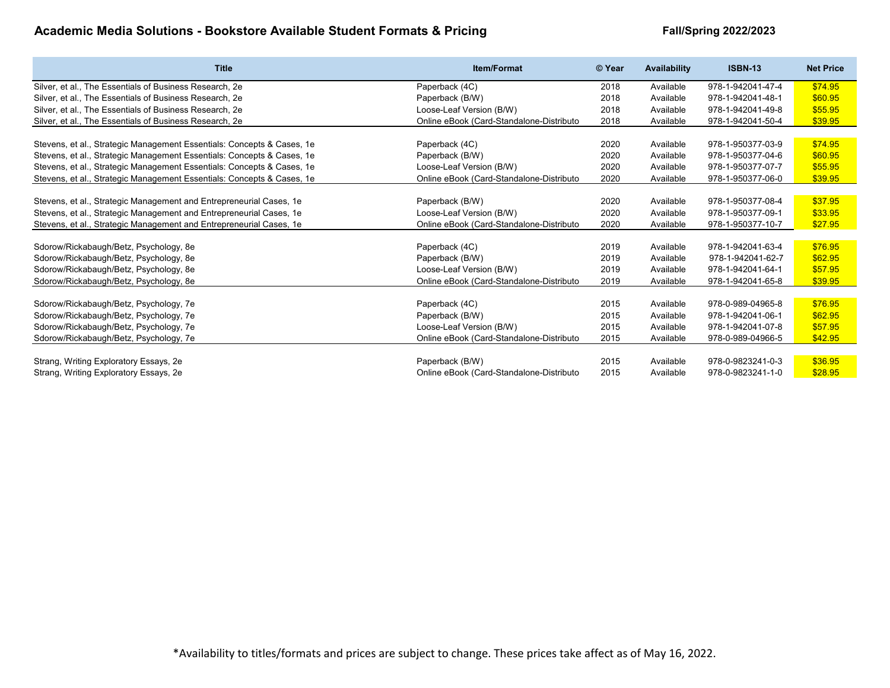**Academic Media Solutions - Bookstore Available Student Formats & Pricing** **Fall/Spring 2022/2023**

| Title | Item/Format | © Year | Availability | ISBN-13 | Net Price |
|---|---|---|---|---|---|
| Silver, et al., The Essentials of Business Research, 2e | Paperback (4C) | 2018 | Available | 978-1-942041-47-4 | $74.95 |
| Silver, et al., The Essentials of Business Research, 2e | Paperback (B/W) | 2018 | Available | 978-1-942041-48-1 | $60.95 |
| Silver, et al., The Essentials of Business Research, 2e | Loose-Leaf Version (B/W) | 2018 | Available | 978-1-942041-49-8 | $55.95 |
| Silver, et al., The Essentials of Business Research, 2e | Online eBook (Card-Standalone-Distributo | 2018 | Available | 978-1-942041-50-4 | $39.95 |
| | | | | | |
| Stevens, et al., Strategic Management Essentials: Concepts & Cases, 1e | Paperback (4C) | 2020 | Available | 978-1-950377-03-9 | $74.95 |
| Stevens, et al., Strategic Management Essentials: Concepts & Cases, 1e | Paperback (B/W) | 2020 | Available | 978-1-950377-04-6 | $60.95 |
| Stevens, et al., Strategic Management Essentials: Concepts & Cases, 1e | Loose-Leaf Version (B/W) | 2020 | Available | 978-1-950377-07-7 | $55.95 |
| Stevens, et al., Strategic Management Essentials: Concepts & Cases, 1e | Online eBook (Card-Standalone-Distributo | 2020 | Available | 978-1-950377-06-0 | $39.95 |
| | | | | | |
| Stevens, et al., Strategic Management and Entrepreneurial Cases, 1e | Paperback (B/W) | 2020 | Available | 978-1-950377-08-4 | $37.95 |
| Stevens, et al., Strategic Management and Entrepreneurial Cases, 1e | Loose-Leaf Version (B/W) | 2020 | Available | 978-1-950377-09-1 | $33.95 |
| Stevens, et al., Strategic Management and Entrepreneurial Cases, 1e | Online eBook (Card-Standalone-Distributo | 2020 | Available | 978-1-950377-10-7 | $27.95 |
| | | | | | |
| Sdorow/Rickabaugh/Betz, Psychology, 8e | Paperback (4C) | 2019 | Available | 978-1-942041-63-4 | $76.95 |
| Sdorow/Rickabaugh/Betz, Psychology, 8e | Paperback (B/W) | 2019 | Available | 978-1-942041-62-7 | $62.95 |
| Sdorow/Rickabaugh/Betz, Psychology, 8e | Loose-Leaf Version (B/W) | 2019 | Available | 978-1-942041-64-1 | $57.95 |
| Sdorow/Rickabaugh/Betz, Psychology, 8e | Online eBook (Card-Standalone-Distributo | 2019 | Available | 978-1-942041-65-8 | $39.95 |
| | | | | | |
| Sdorow/Rickabaugh/Betz, Psychology, 7e | Paperback (4C) | 2015 | Available | 978-0-989-04965-8 | $76.95 |
| Sdorow/Rickabaugh/Betz, Psychology, 7e | Paperback (B/W) | 2015 | Available | 978-1-942041-06-1 | $62.95 |
| Sdorow/Rickabaugh/Betz, Psychology, 7e | Loose-Leaf Version (B/W) | 2015 | Available | 978-1-942041-07-8 | $57.95 |
| Sdorow/Rickabaugh/Betz, Psychology, 7e | Online eBook (Card-Standalone-Distributo | 2015 | Available | 978-0-989-04966-5 | $42.95 |
| | | | | | |
| Strang, Writing Exploratory Essays, 2e | Paperback (B/W) | 2015 | Available | 978-0-9823241-0-3 | $36.95 |
| Strang, Writing Exploratory Essays, 2e | Online eBook (Card-Standalone-Distributo | 2015 | Available | 978-0-9823241-1-0 | $28.95 |

*Availability to titles/formats and prices are subject to change. These prices take affect as of May 16, 2022.